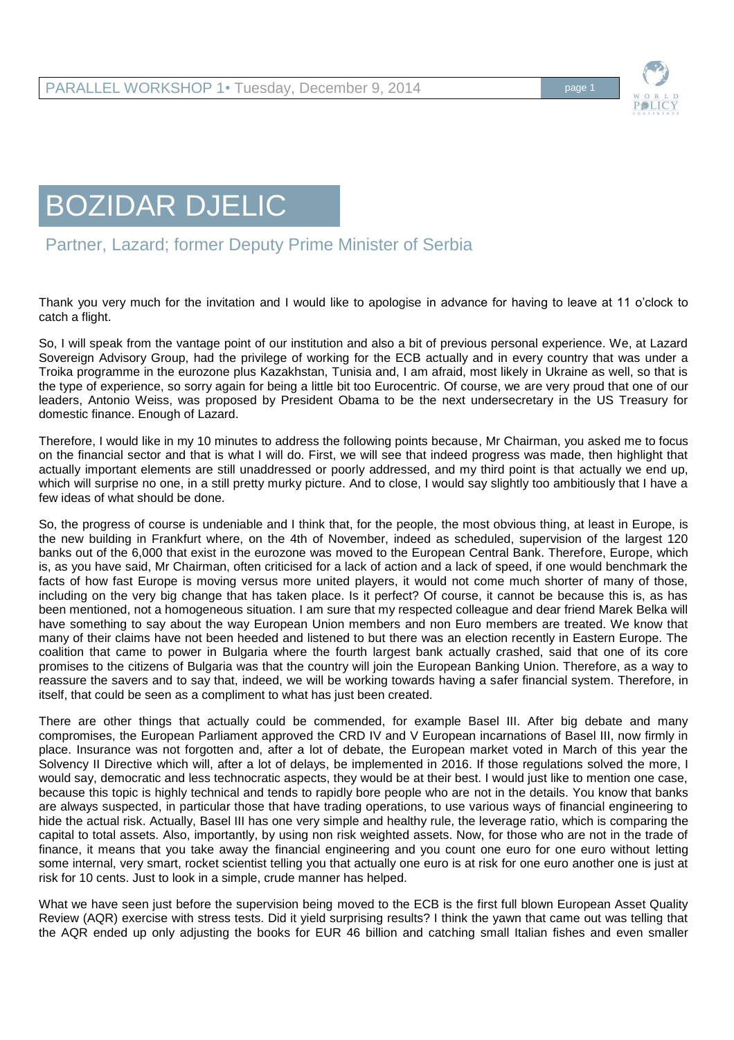# BOZIDAR DJELIC

## Partner, Lazard; former Deputy Prime Minister of Serbia

Thank you very much for the invitation and I would like to apologise in advance for having to leave at 11 o'clock to catch a flight.

So, I will speak from the vantage point of our institution and also a bit of previous personal experience. We, at Lazard Sovereign Advisory Group, had the privilege of working for the ECB actually and in every country that was under a Troika programme in the eurozone plus Kazakhstan, Tunisia and, I am afraid, most likely in Ukraine as well, so that is the type of experience, so sorry again for being a little bit too Eurocentric. Of course, we are very proud that one of our leaders, Antonio Weiss, was proposed by President Obama to be the next undersecretary in the US Treasury for domestic finance. Enough of Lazard.

Therefore, I would like in my 10 minutes to address the following points because, Mr Chairman, you asked me to focus on the financial sector and that is what I will do. First, we will see that indeed progress was made, then highlight that actually important elements are still unaddressed or poorly addressed, and my third point is that actually we end up, which will surprise no one, in a still pretty murky picture. And to close, I would say slightly too ambitiously that I have a few ideas of what should be done.

So, the progress of course is undeniable and I think that, for the people, the most obvious thing, at least in Europe, is the new building in Frankfurt where, on the 4th of November, indeed as scheduled, supervision of the largest 120 banks out of the 6,000 that exist in the eurozone was moved to the European Central Bank. Therefore, Europe, which is, as you have said, Mr Chairman, often criticised for a lack of action and a lack of speed, if one would benchmark the facts of how fast Europe is moving versus more united players, it would not come much shorter of many of those, including on the very big change that has taken place. Is it perfect? Of course, it cannot be because this is, as has been mentioned, not a homogeneous situation. I am sure that my respected colleague and dear friend Marek Belka will have something to say about the way European Union members and non Euro members are treated. We know that many of their claims have not been heeded and listened to but there was an election recently in Eastern Europe. The coalition that came to power in Bulgaria where the fourth largest bank actually crashed, said that one of its core promises to the citizens of Bulgaria was that the country will join the European Banking Union. Therefore, as a way to reassure the savers and to say that, indeed, we will be working towards having a safer financial system. Therefore, in itself, that could be seen as a compliment to what has just been created.

There are other things that actually could be commended, for example Basel III. After big debate and many compromises, the European Parliament approved the CRD IV and V European incarnations of Basel III, now firmly in place. Insurance was not forgotten and, after a lot of debate, the European market voted in March of this year the Solvency II Directive which will, after a lot of delays, be implemented in 2016. If those regulations solved the more, I would say, democratic and less technocratic aspects, they would be at their best. I would just like to mention one case, because this topic is highly technical and tends to rapidly bore people who are not in the details. You know that banks are always suspected, in particular those that have trading operations, to use various ways of financial engineering to hide the actual risk. Actually, Basel III has one very simple and healthy rule, the leverage ratio, which is comparing the capital to total assets. Also, importantly, by using non risk weighted assets. Now, for those who are not in the trade of finance, it means that you take away the financial engineering and you count one euro for one euro without letting some internal, very smart, rocket scientist telling you that actually one euro is at risk for one euro another one is just at risk for 10 cents. Just to look in a simple, crude manner has helped.

What we have seen just before the supervision being moved to the ECB is the first full blown European Asset Quality Review (AQR) exercise with stress tests. Did it yield surprising results? I think the yawn that came out was telling that the AQR ended up only adjusting the books for EUR 46 billion and catching small Italian fishes and even smaller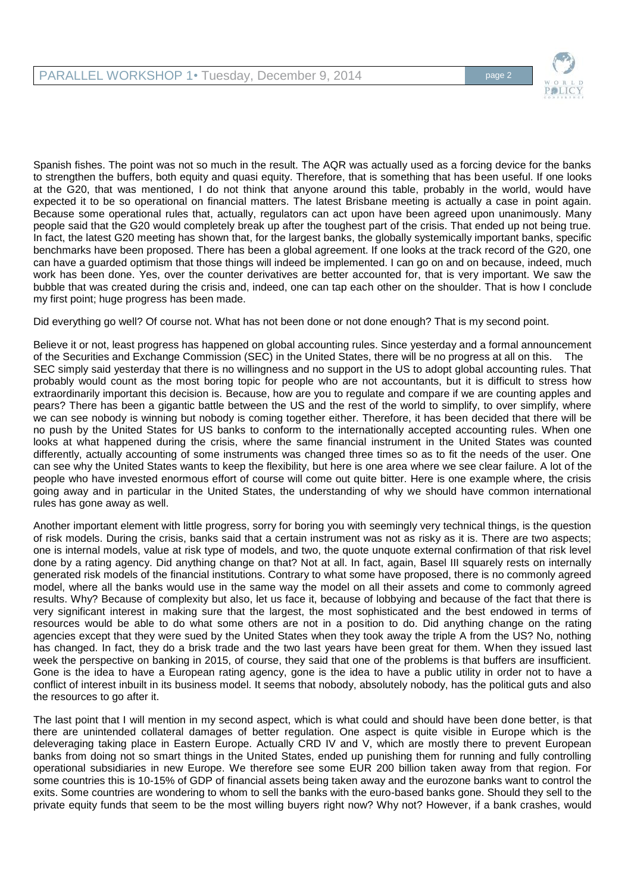Spanish fishes. The point was not so much in the result. The AQR was actually used as a forcing device for the banks to strengthen the buffers, both equity and quasi equity. Therefore, that is something that has been useful. If one looks at the G20, that was mentioned, I do not think that anyone around this table, probably in the world, would have expected it to be so operational on financial matters. The latest Brisbane meeting is actually a case in point again. Because some operational rules that, actually, regulators can act upon have been agreed upon unanimously. Many people said that the G20 would completely break up after the toughest part of the crisis. That ended up not being true. In fact, the latest G20 meeting has shown that, for the largest banks, the globally systemically important banks, specific benchmarks have been proposed. There has been a global agreement. If one looks at the track record of the G20, one can have a guarded optimism that those things will indeed be implemented. I can go on and on because, indeed, much work has been done. Yes, over the counter derivatives are better accounted for, that is very important. We saw the bubble that was created during the crisis and, indeed, one can tap each other on the shoulder. That is how I conclude my first point; huge progress has been made.

Did everything go well? Of course not. What has not been done or not done enough? That is my second point.

Believe it or not, least progress has happened on global accounting rules. Since yesterday and a formal announcement of the Securities and Exchange Commission (SEC) in the United States, there will be no progress at all on this. The SEC simply said yesterday that there is no willingness and no support in the US to adopt global accounting rules. That probably would count as the most boring topic for people who are not accountants, but it is difficult to stress how extraordinarily important this decision is. Because, how are you to regulate and compare if we are counting apples and pears? There has been a gigantic battle between the US and the rest of the world to simplify, to over simplify, where we can see nobody is winning but nobody is coming together either. Therefore, it has been decided that there will be no push by the United States for US banks to conform to the internationally accepted accounting rules. When one looks at what happened during the crisis, where the same financial instrument in the United States was counted differently, actually accounting of some instruments was changed three times so as to fit the needs of the user. One can see why the United States wants to keep the flexibility, but here is one area where we see clear failure. A lot of the people who have invested enormous effort of course will come out quite bitter. Here is one example where, the crisis going away and in particular in the United States, the understanding of why we should have common international rules has gone away as well.

Another important element with little progress, sorry for boring you with seemingly very technical things, is the question of risk models. During the crisis, banks said that a certain instrument was not as risky as it is. There are two aspects; one is internal models, value at risk type of models, and two, the quote unquote external confirmation of that risk level done by a rating agency. Did anything change on that? Not at all. In fact, again, Basel III squarely rests on internally generated risk models of the financial institutions. Contrary to what some have proposed, there is no commonly agreed model, where all the banks would use in the same way the model on all their assets and come to commonly agreed results. Why? Because of complexity but also, let us face it, because of lobbying and because of the fact that there is very significant interest in making sure that the largest, the most sophisticated and the best endowed in terms of resources would be able to do what some others are not in a position to do. Did anything change on the rating agencies except that they were sued by the United States when they took away the triple A from the US? No, nothing has changed. In fact, they do a brisk trade and the two last years have been great for them. When they issued last week the perspective on banking in 2015, of course, they said that one of the problems is that buffers are insufficient. Gone is the idea to have a European rating agency, gone is the idea to have a public utility in order not to have a conflict of interest inbuilt in its business model. It seems that nobody, absolutely nobody, has the political guts and also the resources to go after it.

The last point that I will mention in my second aspect, which is what could and should have been done better, is that there are unintended collateral damages of better regulation. One aspect is quite visible in Europe which is the deleveraging taking place in Eastern Europe. Actually CRD IV and V, which are mostly there to prevent European banks from doing not so smart things in the United States, ended up punishing them for running and fully controlling operational subsidiaries in new Europe. We therefore see some EUR 200 billion taken away from that region. For some countries this is 10-15% of GDP of financial assets being taken away and the eurozone banks want to control the exits. Some countries are wondering to whom to sell the banks with the euro-based banks gone. Should they sell to the private equity funds that seem to be the most willing buyers right now? Why not? However, if a bank crashes, would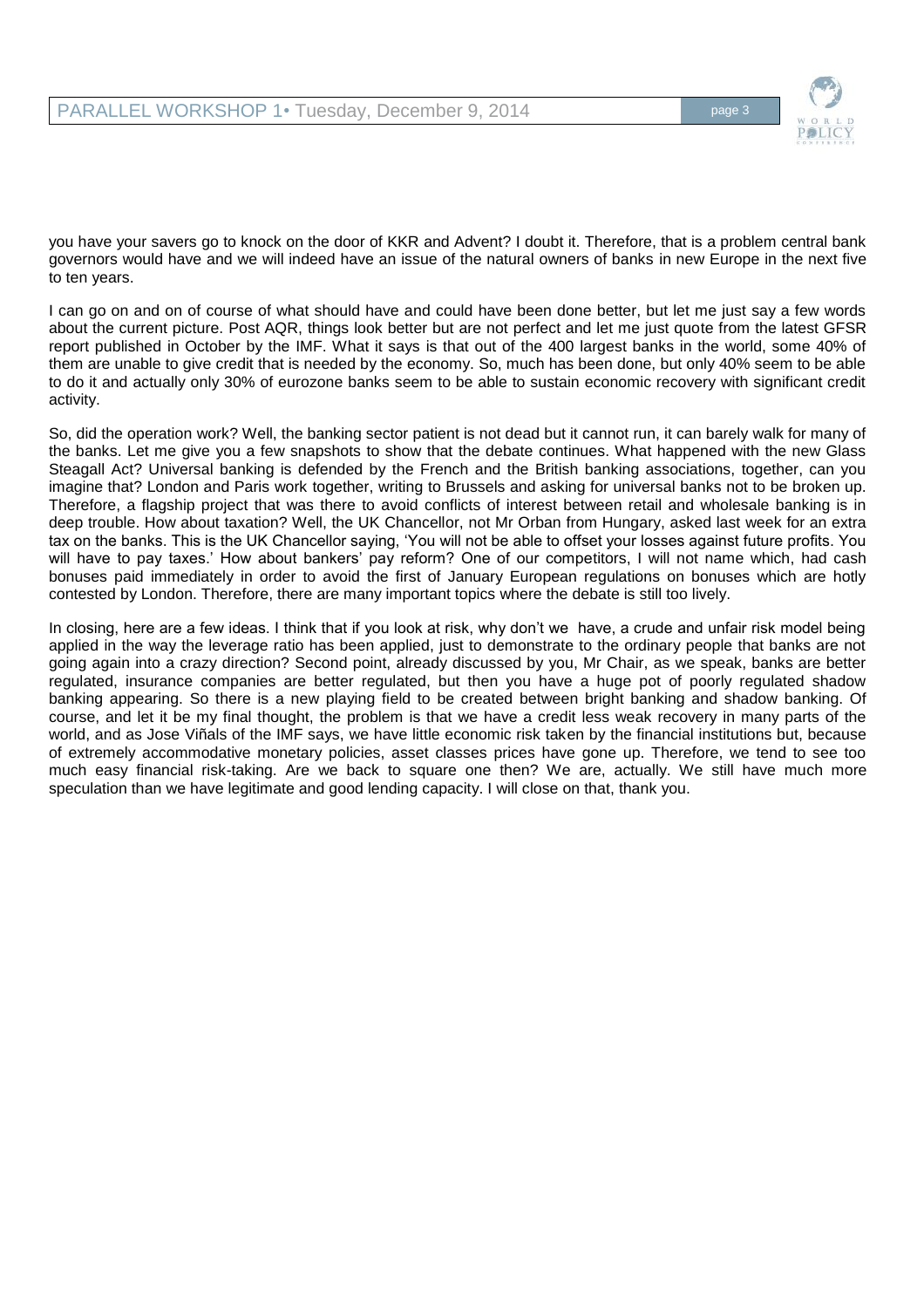you have your savers go to knock on the door of KKR and Advent? I doubt it. Therefore, that is a problem central bank governors would have and we will indeed have an issue of the natural owners of banks in new Europe in the next five to ten years.

I can go on and on of course of what should have and could have been done better, but let me just say a few words about the current picture. Post AQR, things look better but are not perfect and let me just quote from the latest GFSR report published in October by the IMF. What it says is that out of the 400 largest banks in the world, some 40% of them are unable to give credit that is needed by the economy. So, much has been done, but only 40% seem to be able to do it and actually only 30% of eurozone banks seem to be able to sustain economic recovery with significant credit activity.

So, did the operation work? Well, the banking sector patient is not dead but it cannot run, it can barely walk for many of the banks. Let me give you a few snapshots to show that the debate continues. What happened with the new Glass Steagall Act? Universal banking is defended by the French and the British banking associations, together, can you imagine that? London and Paris work together, writing to Brussels and asking for universal banks not to be broken up. Therefore, a flagship project that was there to avoid conflicts of interest between retail and wholesale banking is in deep trouble. How about taxation? Well, the UK Chancellor, not Mr Orban from Hungary, asked last week for an extra tax on the banks. This is the UK Chancellor saying, 'You will not be able to offset your losses against future profits. You will have to pay taxes.' How about bankers' pay reform? One of our competitors, I will not name which, had cash bonuses paid immediately in order to avoid the first of January European regulations on bonuses which are hotly contested by London. Therefore, there are many important topics where the debate is still too lively.

In closing, here are a few ideas. I think that if you look at risk, why don't we have, a crude and unfair risk model being applied in the way the leverage ratio has been applied, just to demonstrate to the ordinary people that banks are not going again into a crazy direction? Second point, already discussed by you, Mr Chair, as we speak, banks are better regulated, insurance companies are better regulated, but then you have a huge pot of poorly regulated shadow banking appearing. So there is a new playing field to be created between bright banking and shadow banking. Of course, and let it be my final thought, the problem is that we have a credit less weak recovery in many parts of the world, and as Jose Viñals of the IMF says, we have little economic risk taken by the financial institutions but, because of extremely accommodative monetary policies, asset classes prices have gone up. Therefore, we tend to see too much easy financial risk-taking. Are we back to square one then? We are, actually. We still have much more speculation than we have legitimate and good lending capacity. I will close on that, thank you.